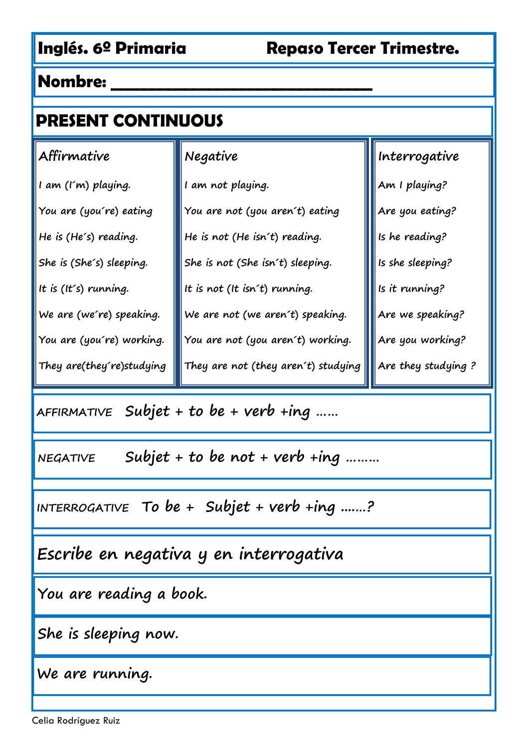**Inglés. 6º Primaria** **Repaso Tercer Trimestre.**

**Nombre: ______________________________**

## PRESENT CONTINUOUS

| Affirmative | Negative | Interrogative |
|---|---|---|
| I am (I´m) playing. | I am not playing. | Am I playing? |
| You are (you´re) eating | You are not (you aren´t) eating | Are you eating? |
| He is (He´s) reading. | He is not (He isn´t) reading. | Is he reading? |
| She is (She´s) sleeping. | She is not (She isn´t) sleeping. | Is she sleeping? |
| It is (It´s) running. | It is not (It isn´t) running. | Is it running? |
| We are (we´re) speaking. | We are not (we aren´t) speaking. | Are we speaking? |
| You are (you´re) working. | You are not (you aren´t) working. | Are you working? |
| They are(they´re)studying | They are not (they aren´t) studying | Are they studying ? |

AFFIRMATIVE Subjet + to be + verb +ing ……

NEGATIVE Subjet + to be not + verb +ing ………

INTERROGATIVE To be + Subjet + verb +ing …….?

**Escribe en negativa y en interrogativa**

You are reading a book.

She is sleeping now.

We are running.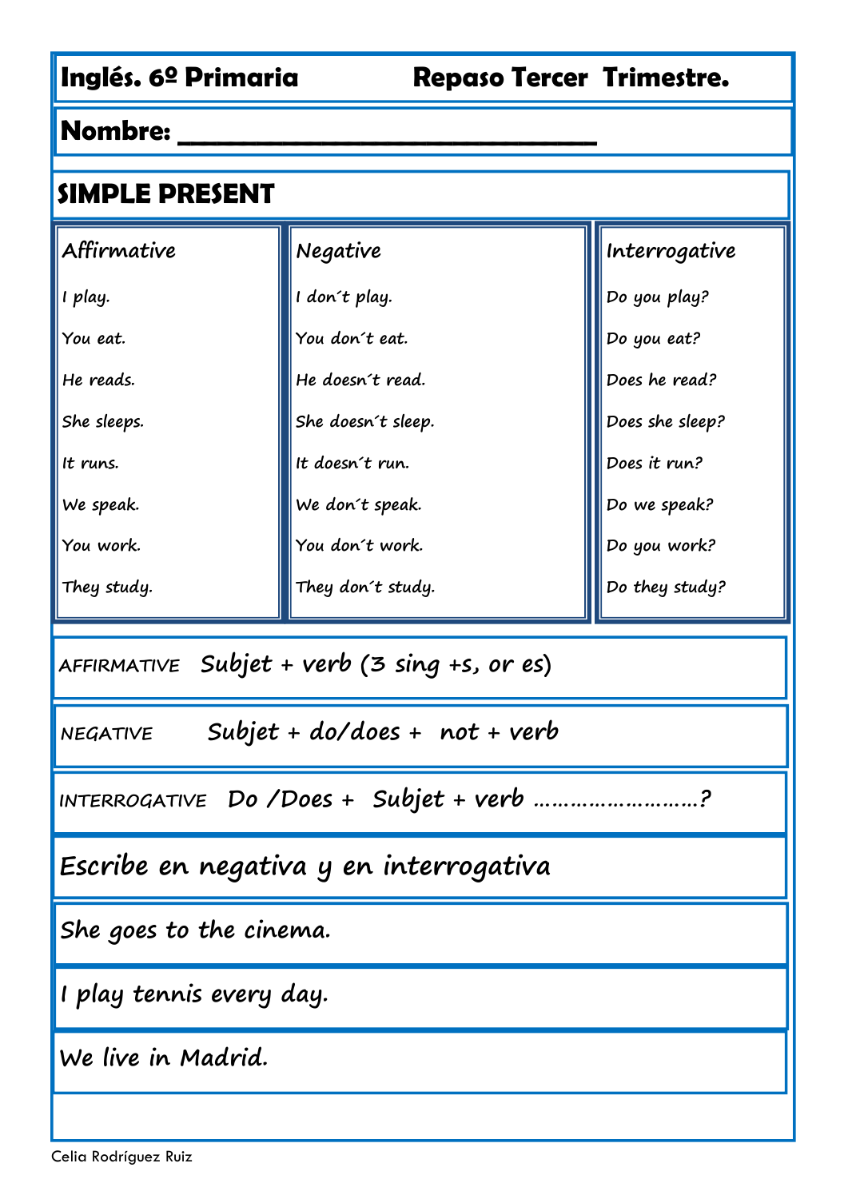**Inglés. 6º Primaria** **Repaso Tercer Trimestre.**

**Nombre: ______________________________**

## SIMPLE PRESENT

| Affirmative | Negative | Interrogative |
| --- | --- | --- |
| I play. | I don´t play. | Do you play? |
| You eat. | You don´t eat. | Do you eat? |
| He reads. | He doesn´t read. | Does he read? |
| She sleeps. | She doesn´t sleep. | Does she sleep? |
| It runs. | It doesn´t run. | Does it run? |
| We speak. | We don´t speak. | Do we speak? |
| You work. | You don´t work. | Do you work? |
| They study. | They don´t study. | Do they study? |

AFFIRMATIVE Subjet + verb (3 sing +s, or es)

NEGATIVE Subjet + do/does + not + verb

INTERROGATIVE Do /Does + Subjet + verb ……………………..?

**Escribe en negativa y en interrogativa**

She goes to the cinema.

I play tennis every day.

We live in Madrid.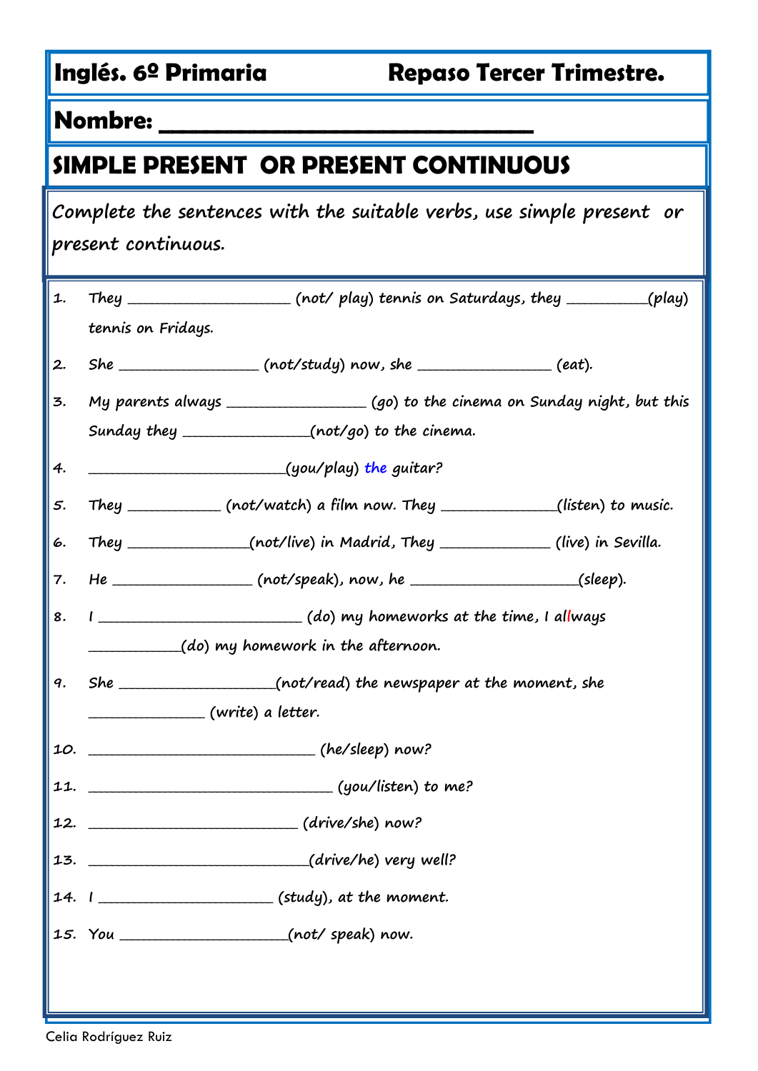**Inglés. 6º Primaria** **Repaso Tercer Trimestre.**

**Nombre: ______________________________**

## SIMPLE PRESENT OR PRESENT CONTINUOUS

*Complete the sentences with the suitable verbs, use simple present or present continuous.*

1. They ____________________ (not/ play) tennis on Saturdays, they __________(play) tennis on Fridays.
2. She __________________ (not/study) now, she _________________ (eat).
3. My parents always __________________ (go) to the cinema on Sunday night, but this Sunday they ________________(not/go) to the cinema.
4. _________________________(you/play) the guitar?
5. They ____________ (not/watch) a film now. They _______________(listen) to music.
6. They _______________(not/live) in Madrid, They ______________ (live) in Sevilla.
7. He _________________ (not/speak), now, he _____________________(sleep).
8. I _________________________ (do) my homeworks at the time, I allways ____________(do) my homework in the afternoon.
9. She ____________________(not/read) the newspaper at the moment, she _______________ (write) a letter.
10. _____________________________ (he/sleep) now?
11. _______________________________ (you/listen) to me?
12. ___________________________ (drive/she) now?
13. ____________________________(drive/he) very well?
14. I ______________________ (study), at the moment.
15. You _____________________(not/ speak) now.

Celia Rodríguez Ruiz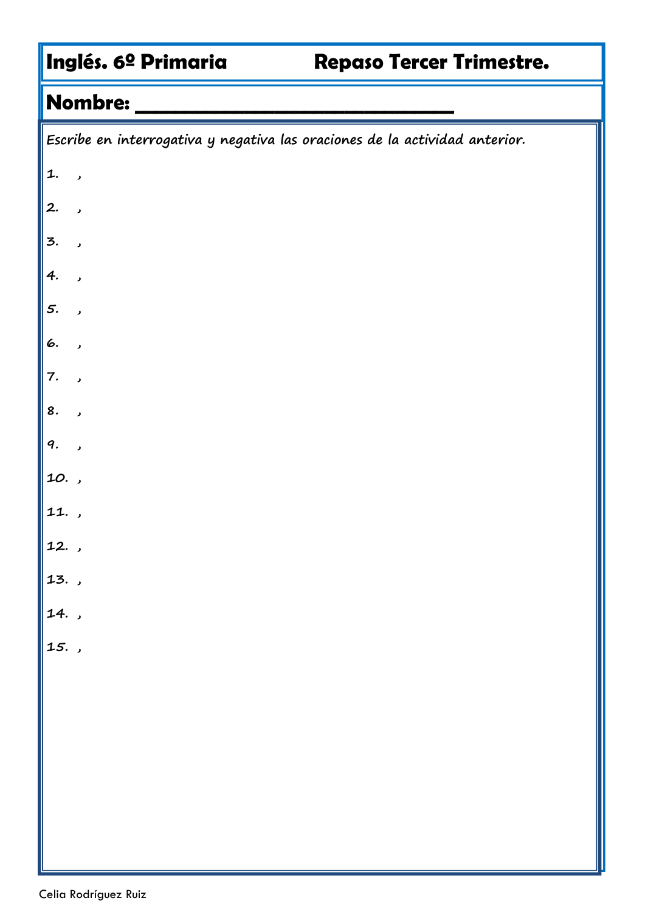**Inglés. 6º Primaria** **Repaso Tercer Trimestre.**

**Nombre: ______________________________**

*Escribe en interrogativa y negativa las oraciones de la actividad anterior.*

1. ,
2. ,
3. ,
4. ,
5. ,
6. ,
7. ,
8. ,
9. ,
10. ,
11. ,
12. ,
13. ,
14. ,
15. ,

Celia Rodríguez Ruiz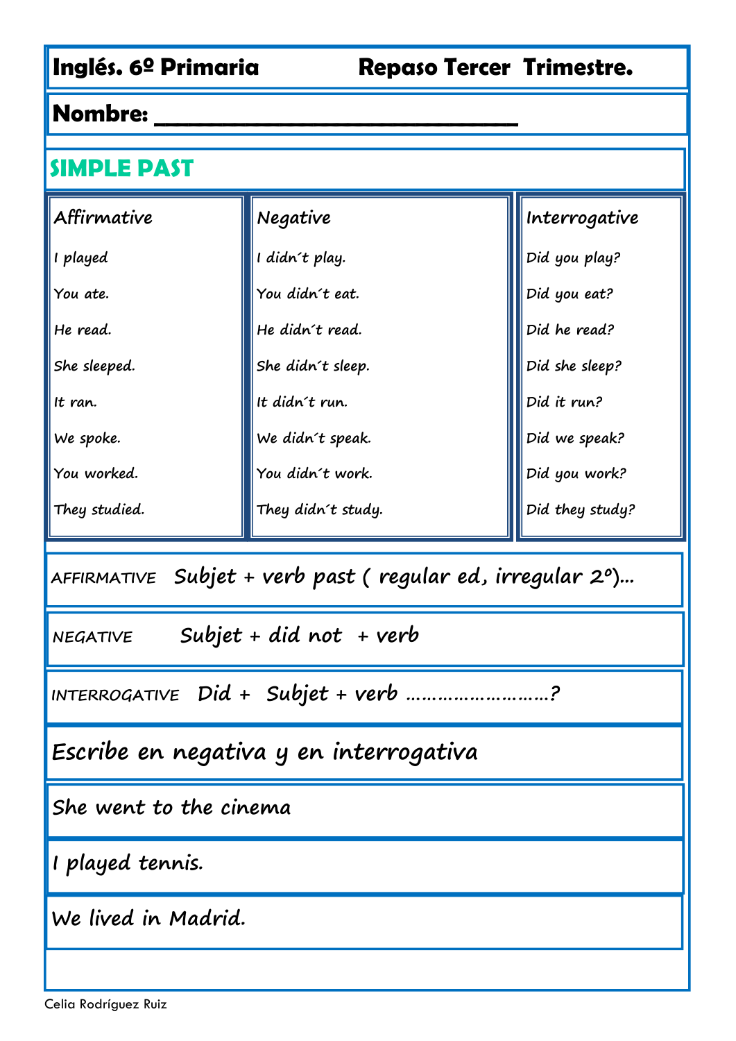**Inglés. 6º Primaria** **Repaso Tercer Trimestre.**

**Nombre: ______________________________**

## SIMPLE PAST

| Affirmative | Negative | Interrogative |
|---|---|---|
| I played | I didn´t play. | Did you play? |
| You ate. | You didn´t eat. | Did you eat? |
| He read. | He didn´t read. | Did he read? |
| She sleeped. | She didn´t sleep. | Did she sleep? |
| It ran. | It didn´t run. | Did it run? |
| We spoke. | We didn´t speak. | Did we speak? |
| You worked. | You didn´t work. | Did you work? |
| They studied. | They didn´t study. | Did they study? |

AFFIRMATIVE Subjet + verb past ( regular ed, irregular 2º)...

NEGATIVE Subjet + did not + verb

INTERROGATIVE Did + Subjet + verb ……………………..?

### Escribe en negativa y en interrogativa

She went to the cinema

I played tennis.

We lived in Madrid.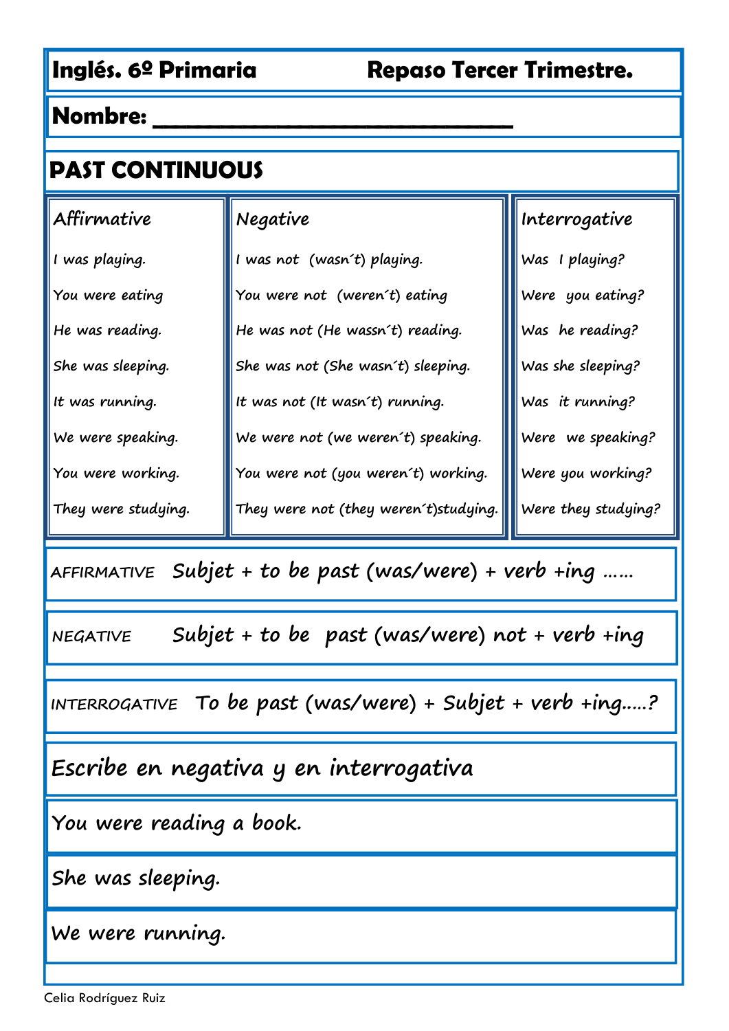**Inglés. 6º Primaria** **Repaso Tercer Trimestre.**

**Nombre: ______________________________**

## PAST CONTINUOUS

| Affirmative | Negative | Interrogative |
|---|---|---|
| I was playing. | I was not (wasn´t) playing. | Was I playing? |
| You were eating | You were not (weren´t) eating | Were you eating? |
| He was reading. | He was not (He wassn´t) reading. | Was he reading? |
| She was sleeping. | She was not (She wasn´t) sleeping. | Was she sleeping? |
| It was running. | It was not (It wasn´t) running. | Was it running? |
| We were speaking. | We were not (we weren´t) speaking. | Were we speaking? |
| You were working. | You were not (you weren´t) working. | Were you working? |
| They were studying. | They were not (they weren´t)studying. | Were they studying? |

AFFIRMATIVE *Subjet + to be past (was/were) + verb +ing ……*

NEGATIVE *Subjet + to be past (was/were) not + verb +ing*

INTERROGATIVE *To be past (was/were) + Subjet + verb +ing…..?*

*Escribe en negativa y en interrogativa*

*You were reading a book.*

*She was sleeping.*

*We were running.*

Celia Rodríguez Ruiz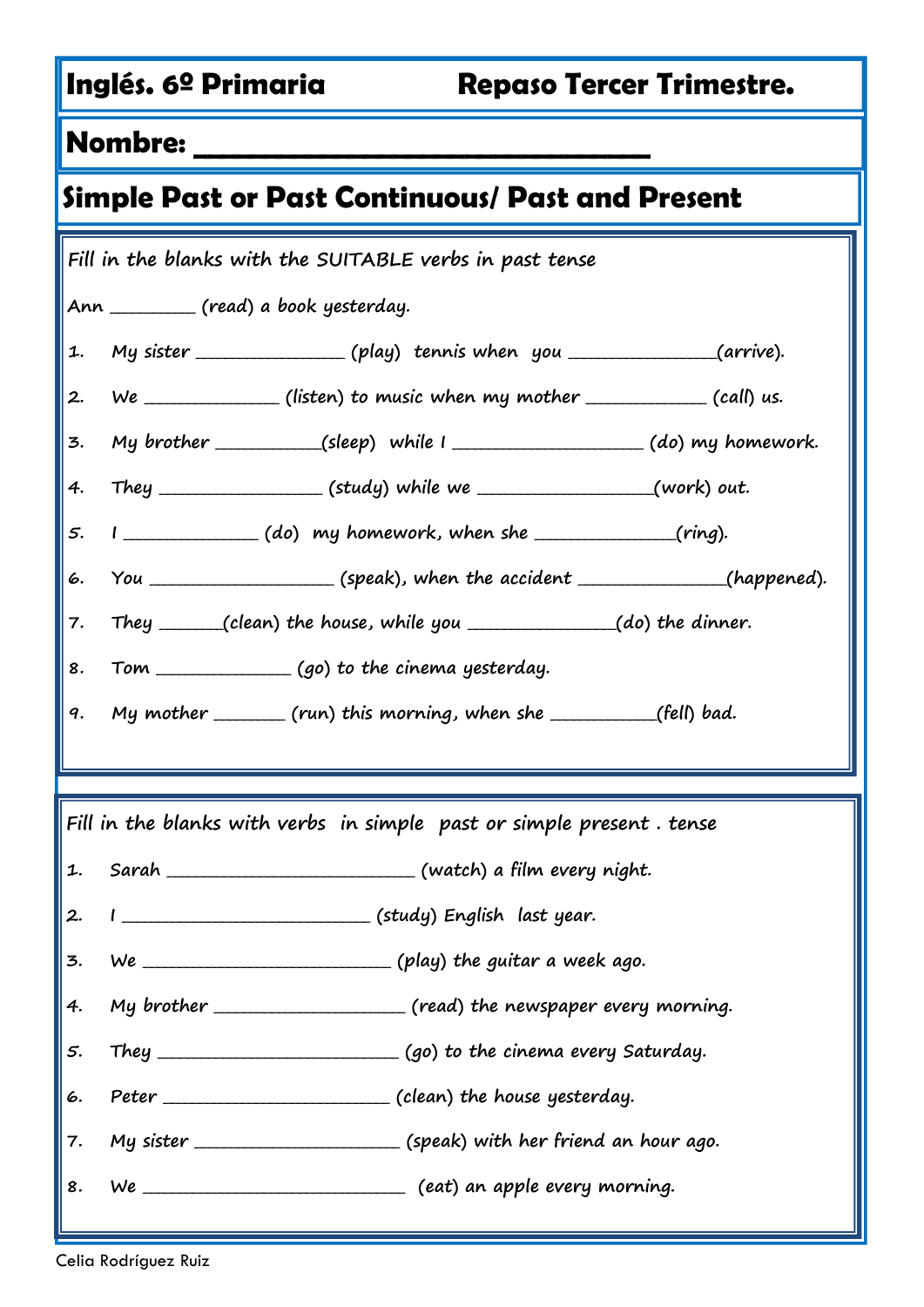**Inglés. 6º Primaria** **Repaso Tercer Trimestre.**

**Nombre: ______________________________**

## Simple Past or Past Continuous/ Past and Present

*Fill in the blanks with the SUITABLE verbs in past tense*

Ann ________ (read) a book yesterday.

1. My sister _______________ (play) tennis when you _______________(arrive).
2. We ______________ (listen) to music when my mother _____________ (call) us.
3. My brother ___________(sleep) while I ___________________ (do) my homework.
4. They ________________ (study) while we _________________(work) out.
5. I ______________ (do) my homework, when she ______________(ring).
6. You __________________ (speak), when the accident _______________(happened).
7. They ______(clean) the house, while you _______________(do) the dinner.
8. Tom ______________ (go) to the cinema yesterday.
9. My mother _______ (run) this morning, when she ___________(fell) bad.

*Fill in the blanks with verbs in simple past or simple present . tense*

1. Sarah _________________________ (watch) a film every night.
2. I _________________________ (study) English last year.
3. We _________________________ (play) the guitar a week ago.
4. My brother ___________________ (read) the newspaper every morning.
5. They ________________________ (go) to the cinema every Saturday.
6. Peter _______________________ (clean) the house yesterday.
7. My sister _____________________ (speak) with her friend an hour ago.
8. We ___________________________ (eat) an apple every morning.

Celia Rodríguez Ruiz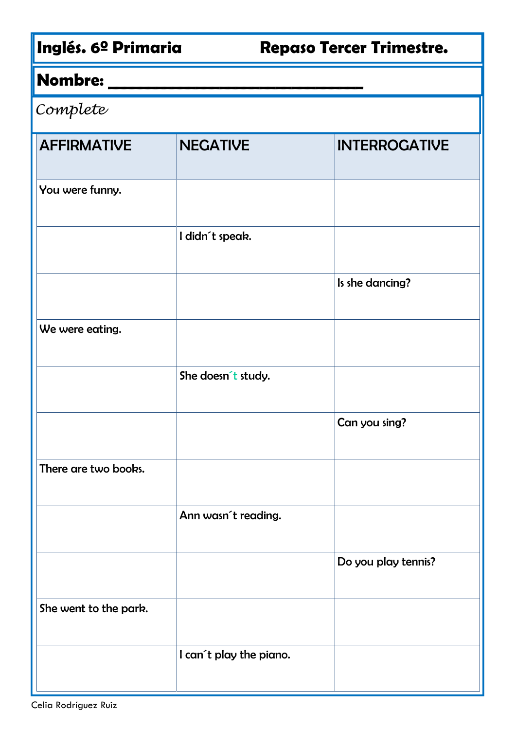**Inglés. 6º Primaria** **Repaso Tercer Trimestre.**

**Nombre: ______________________________**

*Complete*

| AFFIRMATIVE | NEGATIVE | INTERROGATIVE |
|---|---|---|
| You were funny. | | |
| | I didn´t speak. | |
| | | Is she dancing? |
| We were eating. | | |
| | She doesn´t study. | |
| | | Can you sing? |
| There are two books. | | |
| | Ann wasn´t reading. | |
| | | Do you play tennis? |
| She went to the park. | | |
| | I can´t play the piano. | |

Celia Rodríguez Ruiz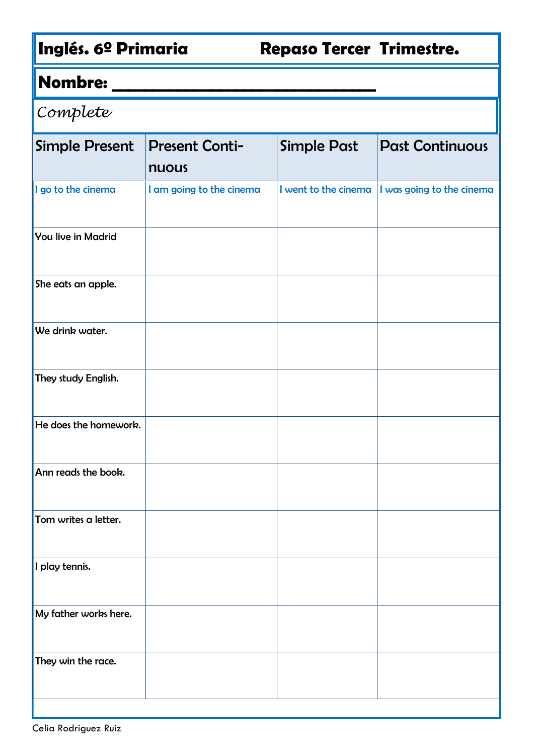**Inglés. 6º Primaria** **Repaso Tercer Trimestre.**

**Nombre: ______________________________**

*Complete*

| Simple Present | Present Continuous | Simple Past | Past Continuous |
|---|---|---|---|
| I go to the cinema | I am going to the cinema | I went to the cinema | I was going to the cinema |
| You live in Madrid | | | |
| She eats an apple. | | | |
| We drink water. | | | |
| They study English. | | | |
| He does the homework. | | | |
| Ann reads the book. | | | |
| Tom writes a letter. | | | |
| I play tennis. | | | |
| My father works here. | | | |
| They win the race. | | | |

Celia Rodríguez Ruiz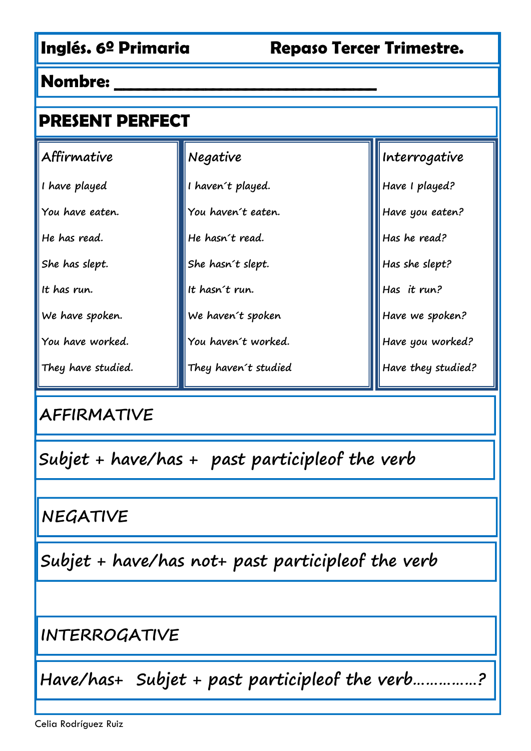**Inglés. 6º Primaria** **Repaso Tercer Trimestre.**

**Nombre:** ______________________________

## PRESENT PERFECT

| Affirmative | Negative | Interrogative |
|---|---|---|
| I have played | I haven´t played. | Have I played? |
| You have eaten. | You haven´t eaten. | Have you eaten? |
| He has read. | He hasn´t read. | Has he read? |
| She has slept. | She hasn´t slept. | Has she slept? |
| It has run. | It hasn´t run. | Has it run? |
| We have spoken. | We haven´t spoken | Have we spoken? |
| You have worked. | You haven´t worked. | Have you worked? |
| They have studied. | They haven´t studied | Have they studied? |

### AFFIRMATIVE

Subjet + have/has + past participleof the verb

### NEGATIVE

Subjet + have/has not+ past participleof the verb

### INTERROGATIVE

Have/has+ Subjet + past participleof the verb……………?

Celia Rodríguez Ruiz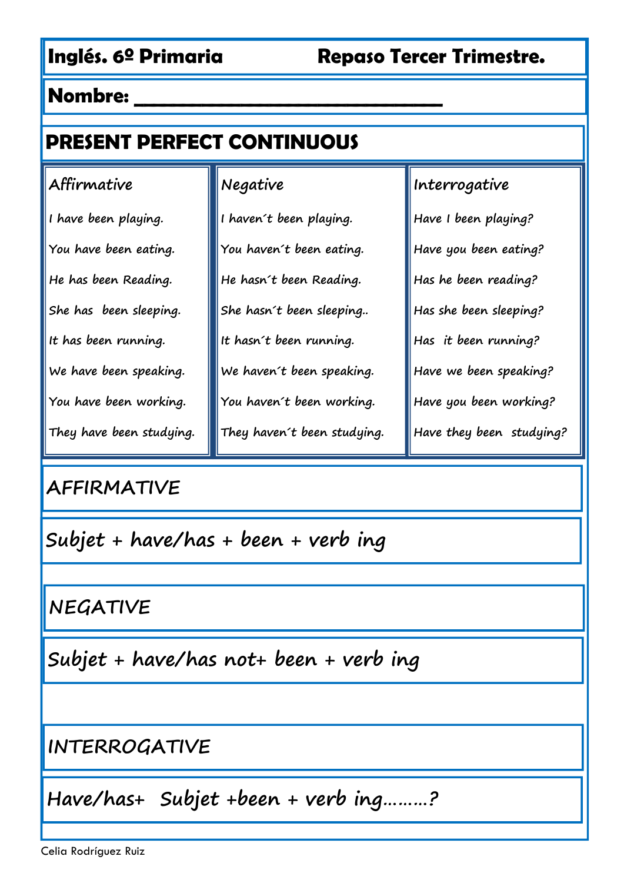**Inglés. 6º Primaria** **Repaso Tercer Trimestre.**

**Nombre:** ______________________________

# PRESENT PERFECT CONTINUOUS

| Affirmative | Negative | Interrogative |
|---|---|---|
| I have been playing. | I haven´t been playing. | Have I been playing? |
| You have been eating. | You haven´t been eating. | Have you been eating? |
| He has been Reading. | He hasn´t been Reading. | Has he been reading? |
| She has been sleeping. | She hasn´t been sleeping.. | Has she been sleeping? |
| It has been running. | It hasn´t been running. | Has it been running? |
| We have been speaking. | We haven´t been speaking. | Have we been speaking? |
| You have been working. | You haven´t been working. | Have you been working? |
| They have been studying. | They haven´t been studying. | Have they been studying? |

## AFFIRMATIVE

Subjet + have/has + been + verb ing

## NEGATIVE

Subjet + have/has not+ been + verb ing

## INTERROGATIVE

Have/has+ Subjet +been + verb ing………?

Celia Rodríguez Ruiz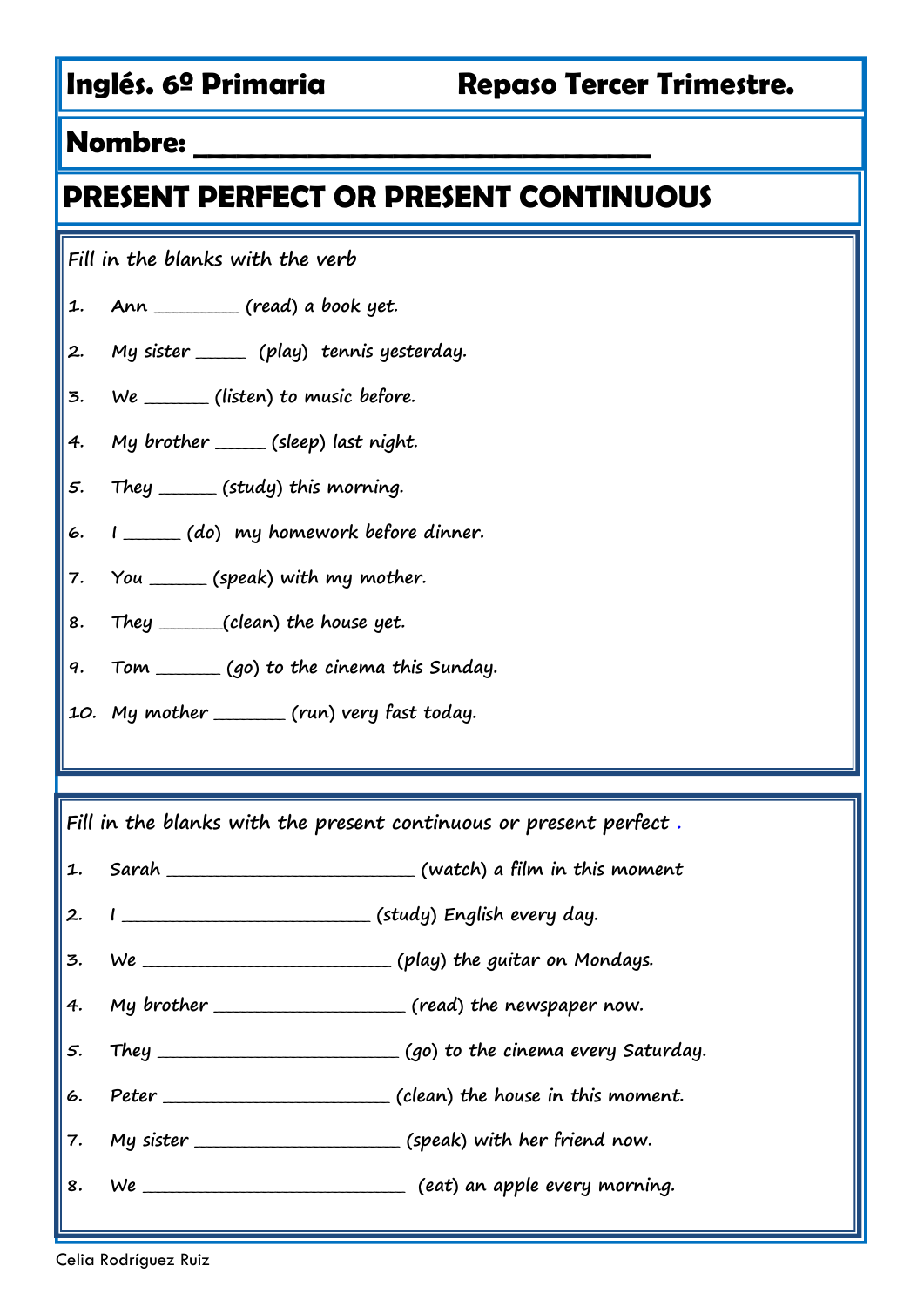**Inglés. 6º Primaria** **Repaso Tercer Trimestre.**

**Nombre: ______________________________**

# PRESENT PERFECT OR PRESENT CONTINUOUS

*Fill in the blanks with the verb*

1. Ann ________ (read) a book yet.
2. My sister _____ (play) tennis yesterday.
3. We ______ (listen) to music before.
4. My brother _____ (sleep) last night.
5. They ______ (study) this morning.
6. I ______ (do) my homework before dinner.
7. You ______ (speak) with my mother.
8. They ______(clean) the house yet.
9. Tom ______ (go) to the cinema this Sunday.
10. My mother _______ (run) very fast today.

*Fill in the blanks with the present continuous or present perfect .*

1. Sarah _________________________ (watch) a film in this moment
2. I _________________________ (study) English every day.
3. We _________________________ (play) the guitar on Mondays.
4. My brother ___________________ (read) the newspaper now.
5. They ________________________ (go) to the cinema every Saturday.
6. Peter _______________________ (clean) the house in this moment.
7. My sister _____________________ (speak) with her friend now.
8. We ___________________________ (eat) an apple every morning.

Celia Rodríguez Ruiz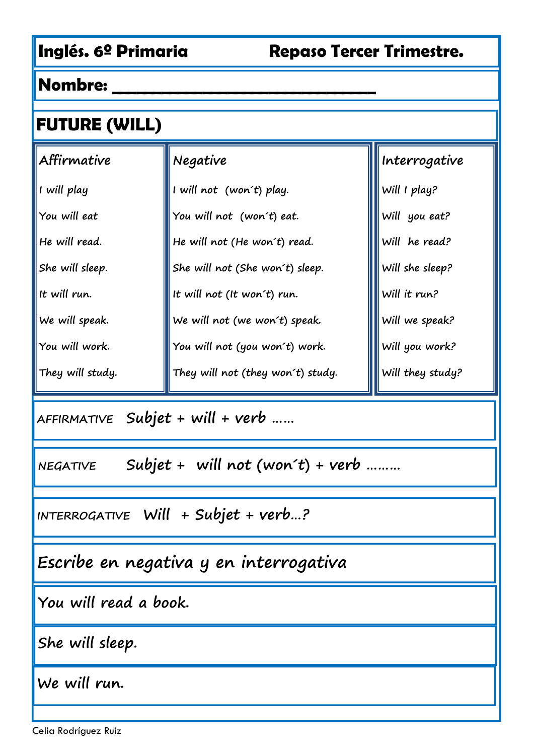**Inglés. 6º Primaria** **Repaso Tercer Trimestre.**

**Nombre: ______________________________**

# FUTURE (WILL)

| Affirmative | Negative | Interrogative |
| --- | --- | --- |
| I will play | I will not (won´t) play. | Will I play? |
| You will eat | You will not (won´t) eat. | Will you eat? |
| He will read. | He will not (He won´t) read. | Will he read? |
| She will sleep. | She will not (She won´t) sleep. | Will she sleep? |
| It will run. | It will not (It won´t) run. | Will it run? |
| We will speak. | We will not (we won´t) speak. | Will we speak? |
| You will work. | You will not (you won´t) work. | Will you work? |
| They will study. | They will not (they won´t) study. | Will they study? |

AFFIRMATIVE Subjet + will + verb ……

NEGATIVE Subjet + will not (won´t) + verb ………

INTERROGATIVE Will + Subjet + verb…?

## Escribe en negativa y en interrogativa

You will read a book.

She will sleep.

We will run.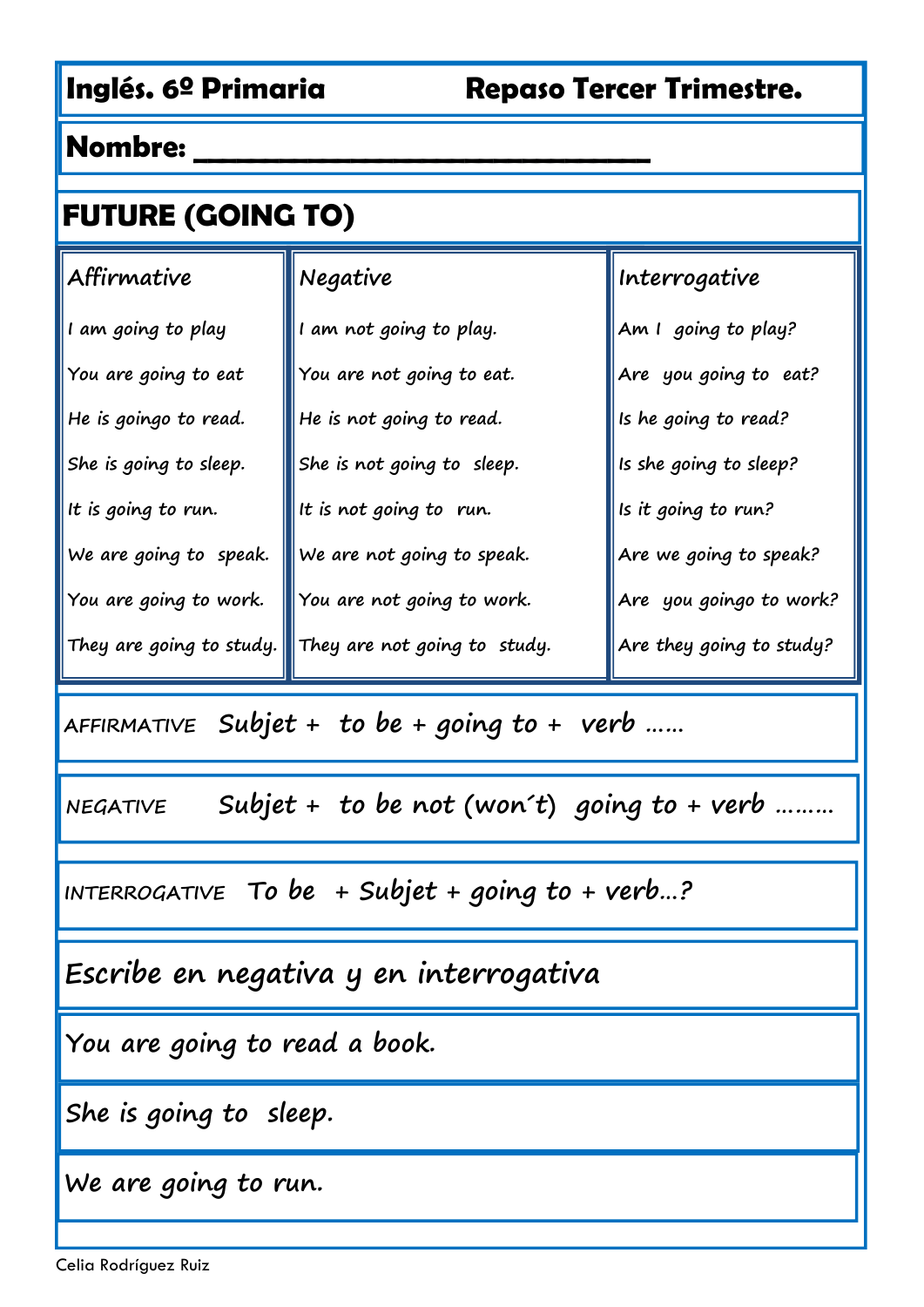**Inglés. 6º Primaria** **Repaso Tercer Trimestre.**

**Nombre: ______________________________**

## FUTURE (GOING TO)

| Affirmative | Negative | Interrogative |
| --- | --- | --- |
| I am going to play | I am not going to play. | Am I going to play? |
| You are going to eat | You are not going to eat. | Are you going to eat? |
| He is goingo to read. | He is not going to read. | Is he going to read? |
| She is going to sleep. | She is not going to sleep. | Is she going to sleep? |
| It is going to run. | It is not going to run. | Is it going to run? |
| We are going to speak. | We are not going to speak. | Are we going to speak? |
| You are going to work. | You are not going to work. | Are you goingo to work? |
| They are going to study. | They are not going to study. | Are they going to study? |

AFFIRMATIVE Subjet + to be + going to + verb ……

NEGATIVE Subjet + to be not (won´t) going to + verb ………

INTERROGATIVE To be + Subjet + going to + verb…?

Escribe en negativa y en interrogativa

You are going to read a book.

She is going to sleep.

We are going to run.

Celia Rodríguez Ruiz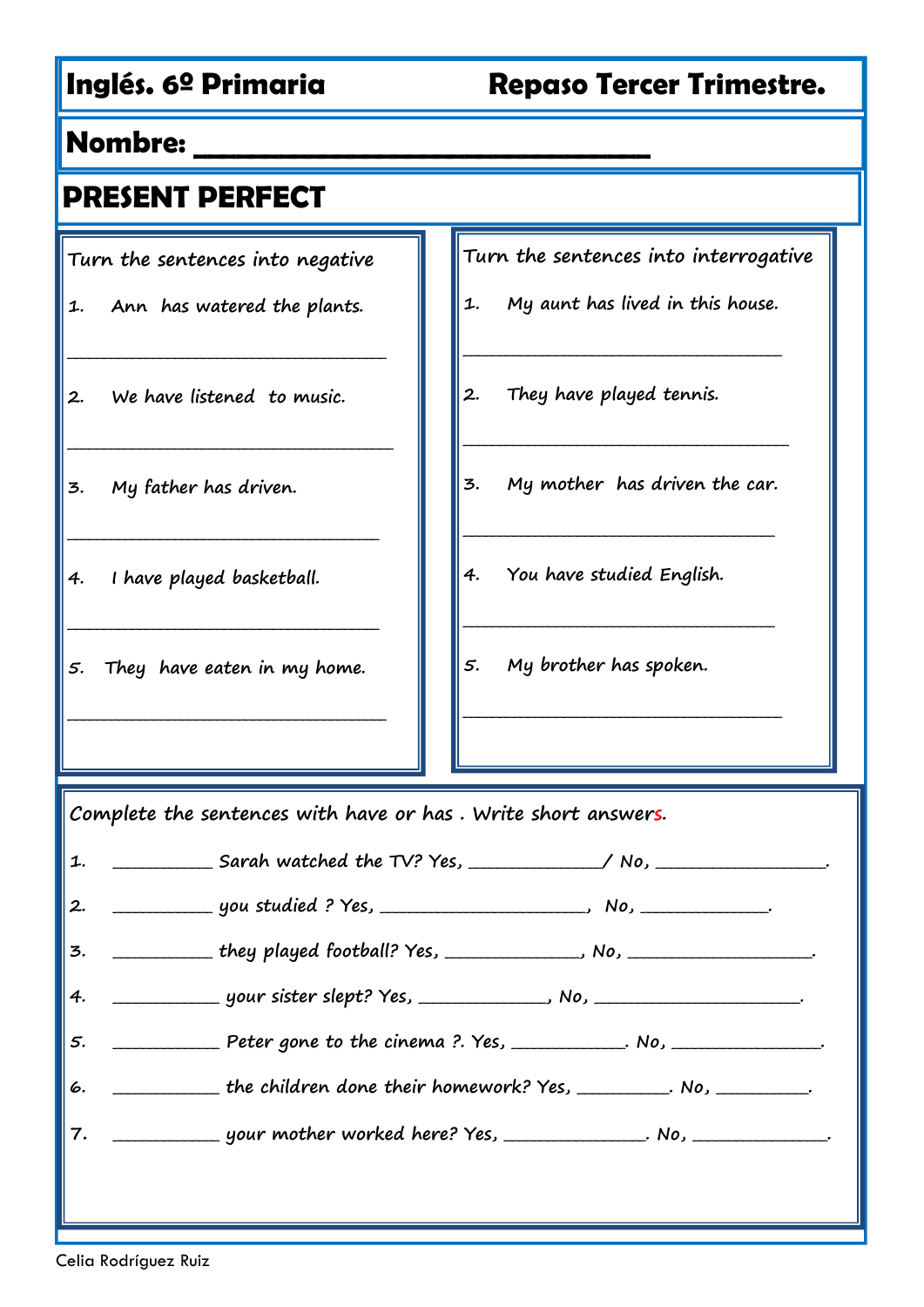**Inglés. 6º Primaria** **Repaso Tercer Trimestre.**

**Nombre: ______________________________**

## PRESENT PERFECT

Turn the sentences into negative

1. Ann has watered the plants.

___________________________________

2. We have listened to music.

___________________________________

3. My father has driven.

___________________________________

4. I have played basketball.

___________________________________

5. They have eaten in my home.

___________________________________

Turn the sentences into interrogative

1. My aunt has lived in this house.

___________________________________

2. They have played tennis.

___________________________________

3. My mother has driven the car.

___________________________________

4. You have studied English.

___________________________________

5. My brother has spoken.

___________________________________

Complete the sentences with have or has . Write short answers.

1. __________ Sarah watched the TV? Yes, ____________/ No, ________________.
2. __________ you studied ? Yes, ____________________, No, ____________.
3. __________ they played football? Yes, _____________, No, _________________.
4. __________ your sister slept? Yes, ____________, No, ____________________.
5. __________ Peter gone to the cinema ?. Yes, __________. No, ______________.
6. __________ the children done their homework? Yes, _________. No, _________.
7. __________ your mother worked here? Yes, _____________. No, _____________.

Celia Rodríguez Ruiz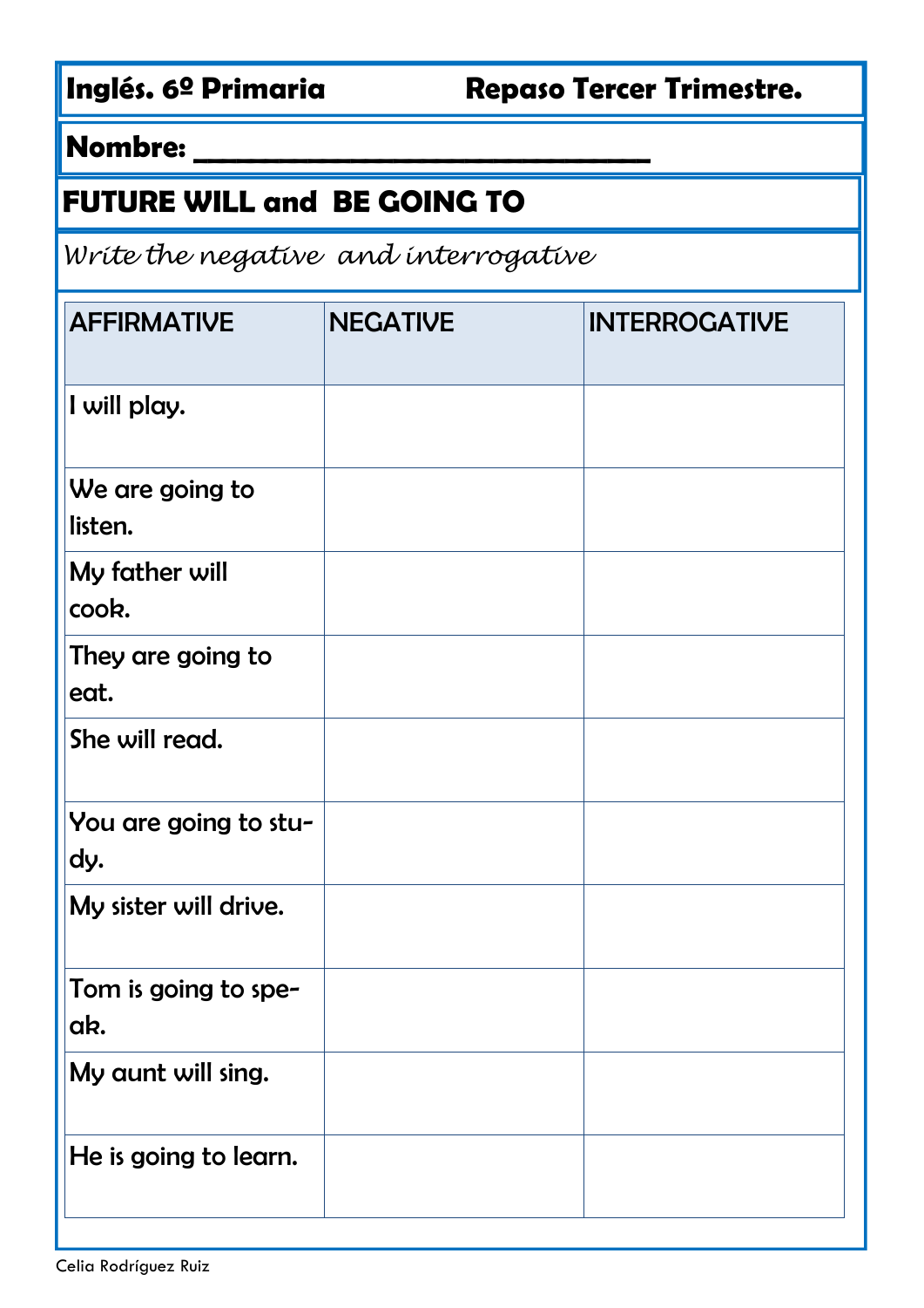**Inglés. 6º Primaria** **Repaso Tercer Trimestre.**

**Nombre: ______________________________**

## FUTURE WILL and BE GOING TO

*Write the negative and interrogative*

| AFFIRMATIVE | NEGATIVE | INTERROGATIVE |
|---|---|---|
| I will play. | | |
| We are going to listen. | | |
| My father will cook. | | |
| They are going to eat. | | |
| She will read. | | |
| You are going to study. | | |
| My sister will drive. | | |
| Tom is going to speak. | | |
| My aunt will sing. | | |
| He is going to learn. | | |

Celia Rodríguez Ruiz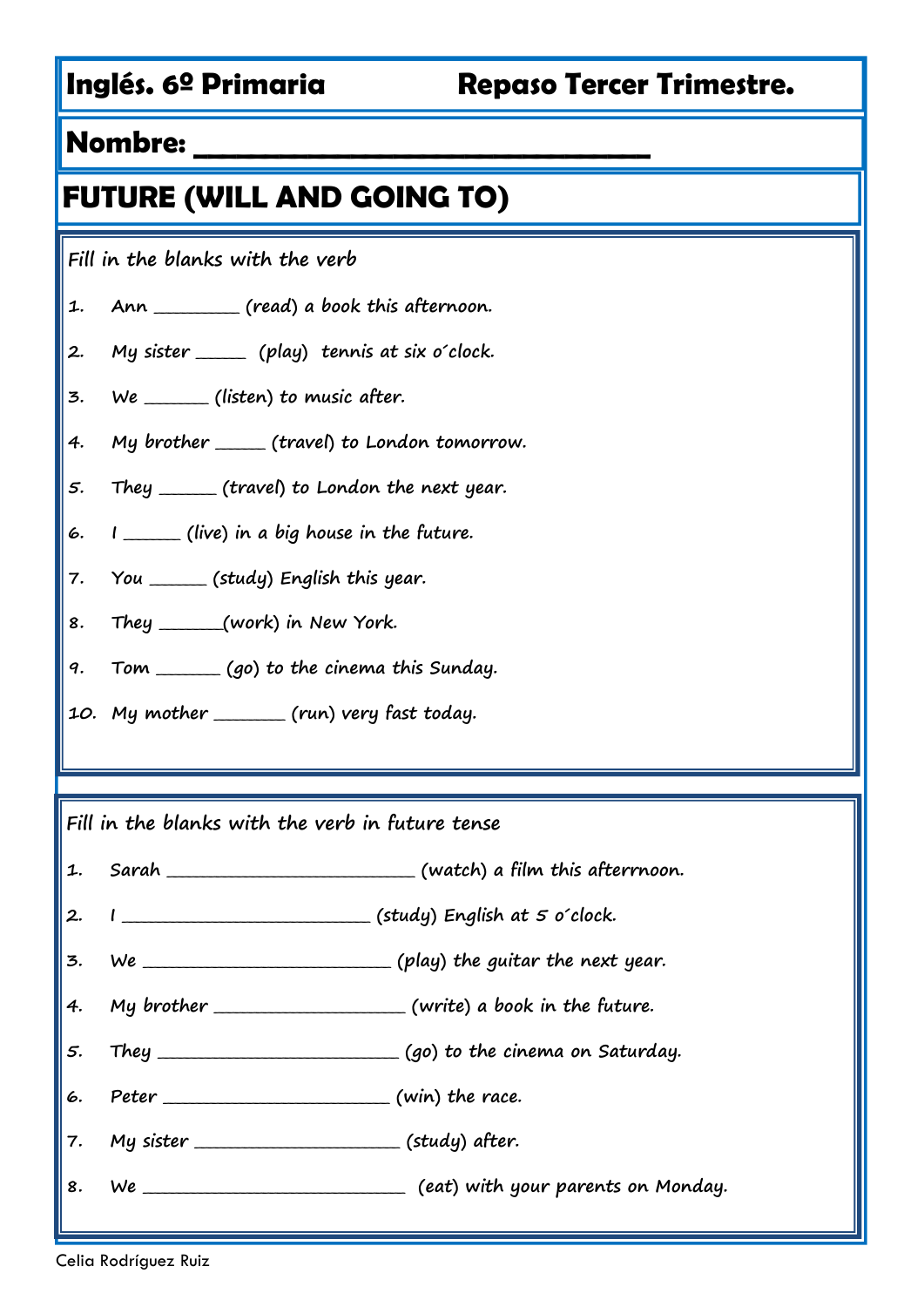# Inglés. 6º Primaria — Repaso Tercer Trimestre.

**Nombre: ______________________________**

## FUTURE (WILL AND GOING TO)

*Fill in the blanks with the verb*

1. Ann ________ (read) a book this afternoon.
2. My sister _____ (play) tennis at six o´clock.
3. We ______ (listen) to music after.
4. My brother _____ (travel) to London tomorrow.
5. They ______ (travel) to London the next year.
6. I ______ (live) in a big house in the future.
7. You ______ (study) English this year.
8. They ______(work) in New York.
9. Tom ______ (go) to the cinema this Sunday.
10. My mother _______ (run) very fast today.

*Fill in the blanks with the verb in future tense*

1. Sarah _________________________ (watch) a film this afterrnoon.
2. I _________________________ (study) English at 5 o´clock.
3. We _________________________ (play) the guitar the next year.
4. My brother ___________________ (write) a book in the future.
5. They ________________________ (go) to the cinema on Saturday.
6. Peter _______________________ (win) the race.
7. My sister ____________________ (study) after.
8. We ___________________________ (eat) with your parents on Monday.

Celia Rodríguez Ruiz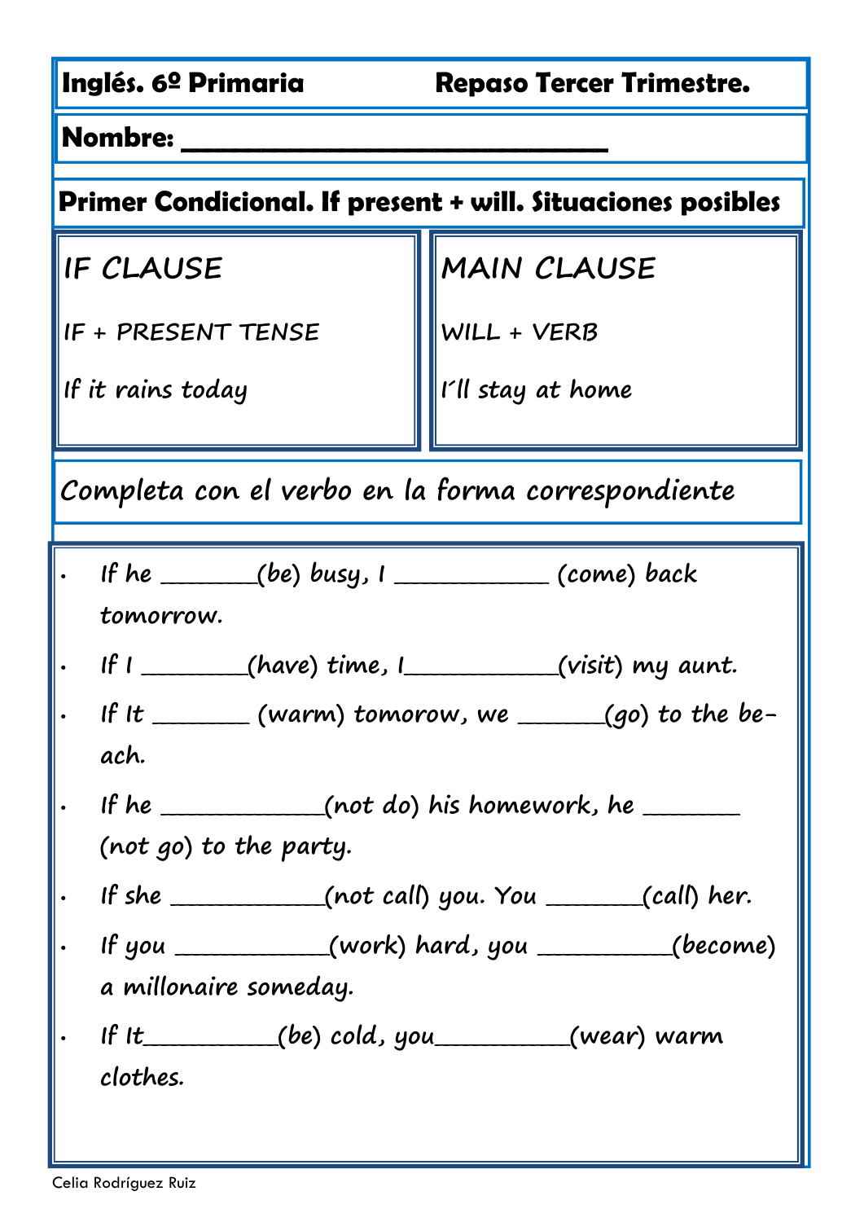**Inglés. 6º Primaria** **Repaso Tercer Trimestre.**

**Nombre: ______________________________**

**Primer Condicional. If present + will. Situaciones posibles**

| IF CLAUSE | MAIN CLAUSE |
| --- | --- |
| IF + PRESENT TENSE | WILL + VERB |
| If it rains today | I´ll stay at home |

Completa con el verbo en la forma correspondiente

- If he _______(be) busy, I ____________ (come) back tomorrow.
- If I ________(have) time, I____________(visit) my aunt.
- If It _______ (warm) tomorow, we _______(go) to the beach.
- If he _____________(not do) his homework, he _______ (not go) to the party.
- If she ____________(not call) you. You _______(call) her.
- If you ____________(work) hard, you ___________(become) a millonaire someday.
- If It___________(be) cold, you___________(wear) warm clothes.

Celia Rodríguez Ruiz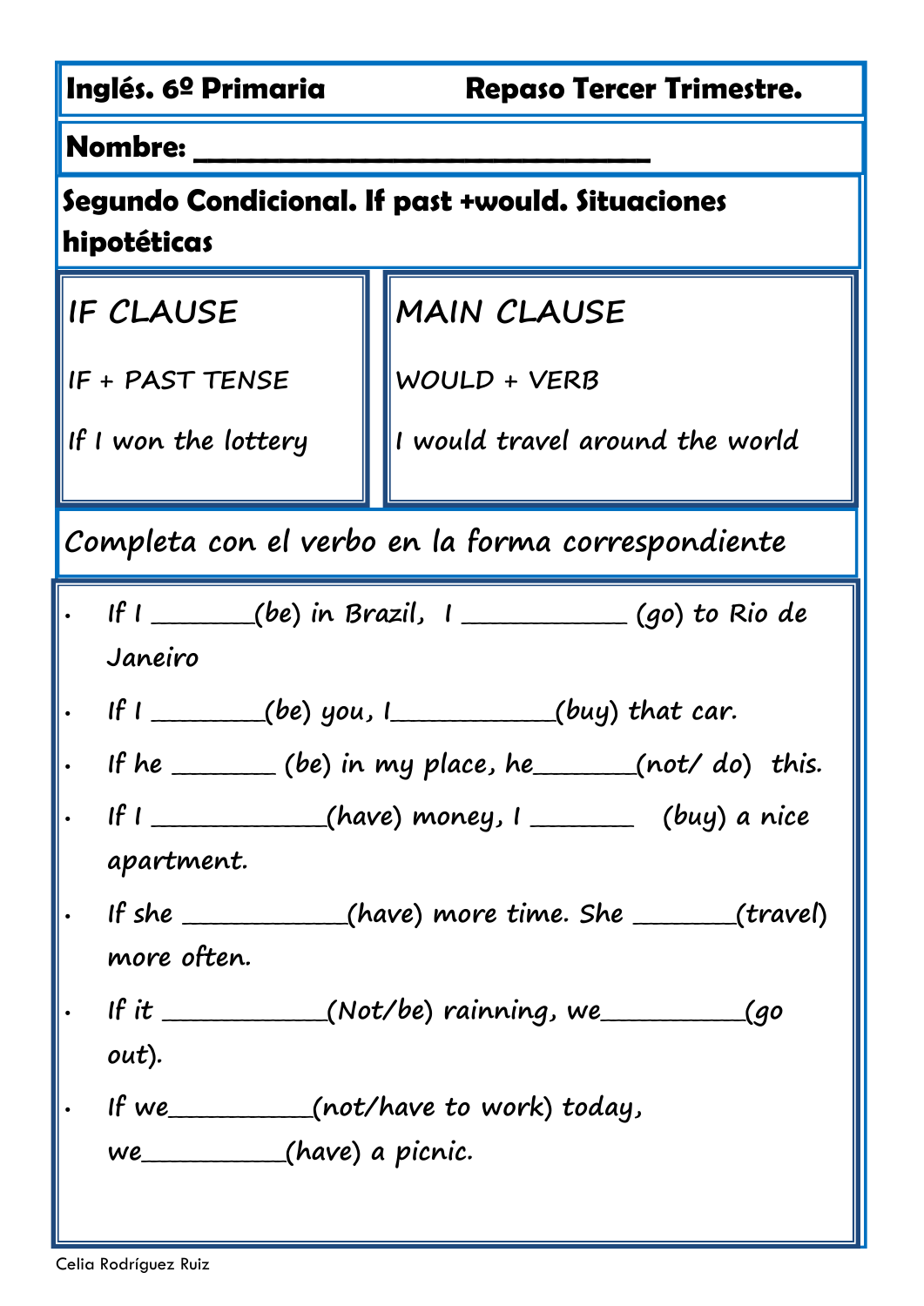**Inglés. 6º Primaria** **Repaso Tercer Trimestre.**

**Nombre: ______________________________**

**Segundo Condicional. If past +would. Situaciones hipotéticas**

| IF CLAUSE | MAIN CLAUSE |
|---|---|
| IF + PAST TENSE | WOULD + VERB |
| If I won the lottery | I would travel around the world |

**Completa con el verbo en la forma correspondiente**

- If I _______(be) in Brazil, I ____________ (go) to Rio de Janeiro
- If I ________(be) you, I____________(buy) that car.
- If he _______ (be) in my place, he_______(not/ do) this.
- If I _____________(have) money, I ________ (buy) a nice apartment.
- If she ____________(have) more time. She _______(travel) more often.
- If it ____________(Not/be) rainning, we___________(go out).
- If we___________(not/have to work) today, we__________(have) a picnic.

Celia Rodríguez Ruiz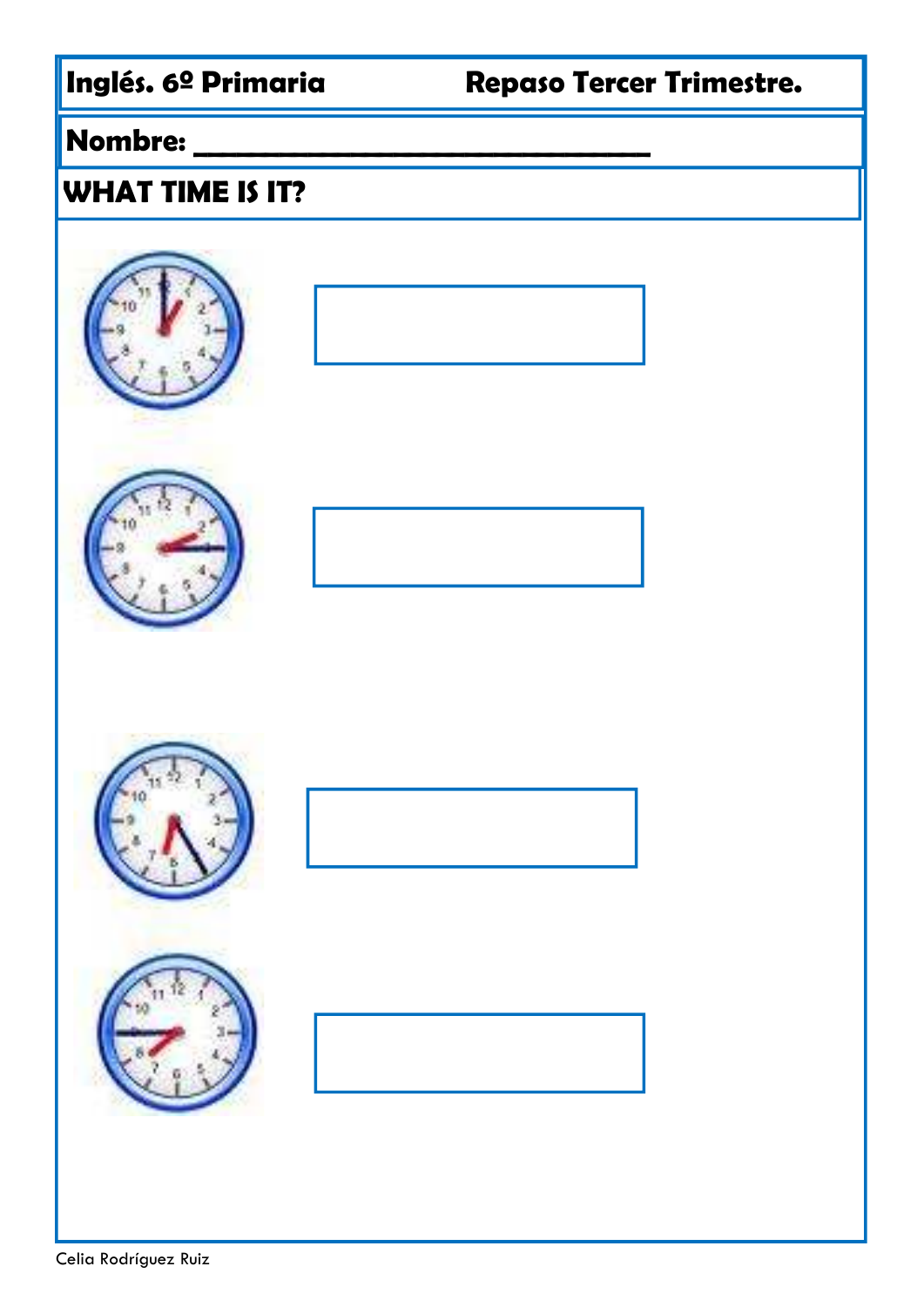**Inglés. 6º Primaria** **Repaso Tercer Trimestre.**

**Nombre: ______________________________**

**WHAT TIME IS IT?**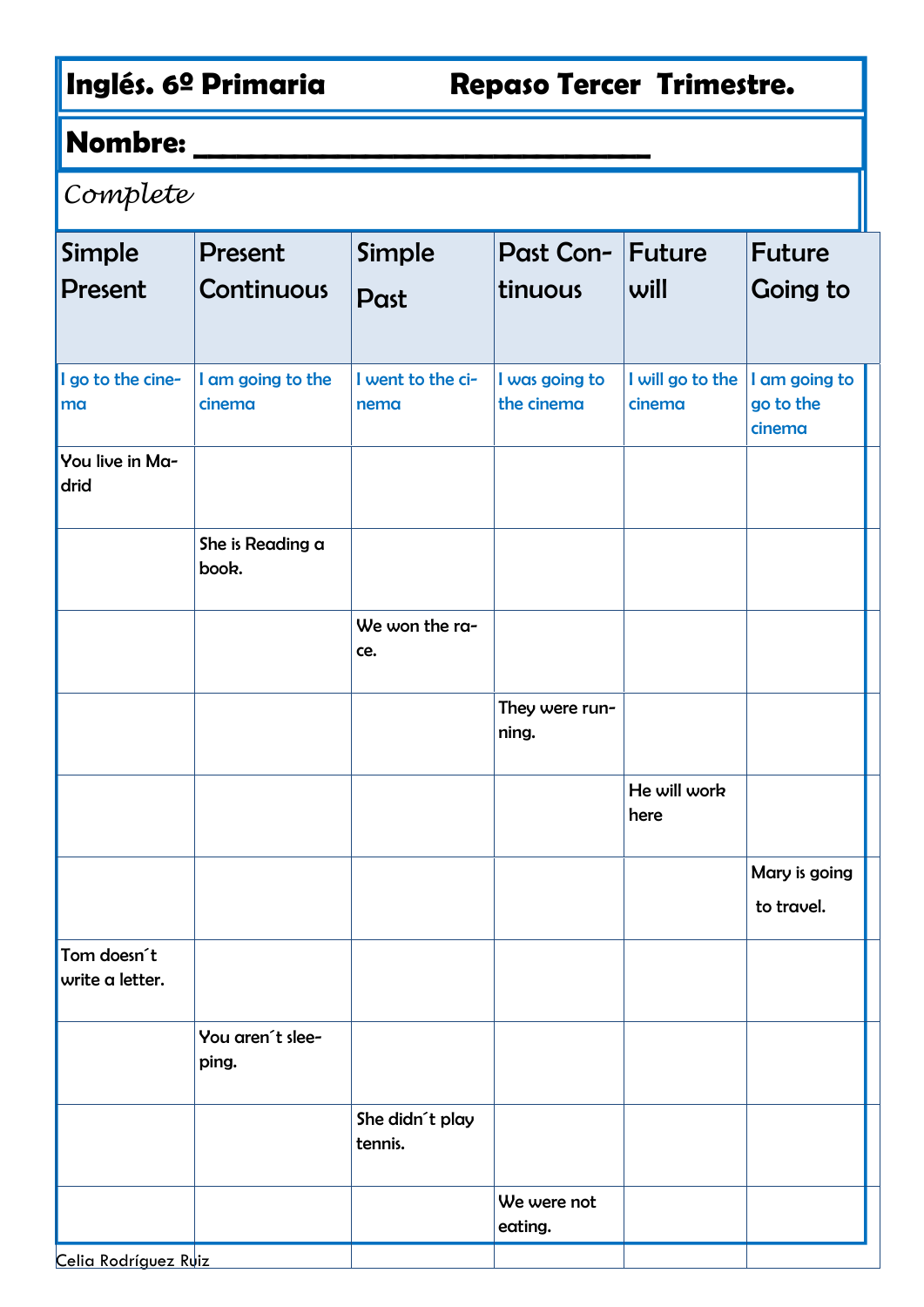**Inglés. 6º Primaria** **Repaso Tercer Trimestre.**

**Nombre: ___________________________**

*Complete*

| Simple Present | Present Continuous | Simple Past | Past Continuous | Future will | Future Going to |
|---|---|---|---|---|---|
| I go to the cinema | I am going to the cinema | I went to the cinema | I was going to the cinema | I will go to the cinema | I am going to go to the cinema |
| You live in Madrid | | | | | |
| | She is Reading a book. | | | | |
| | | We won the race. | | | |
| | | | They were running. | | |
| | | | | He will work here | |
| | | | | | Mary is going to travel. |
| Tom doesn´t write a letter. | | | | | |
| | You aren´t sleeping. | | | | |
| | | She didn´t play tennis. | | | |
| | | | We were not eating. | | |

Celia Rodríguez Ruiz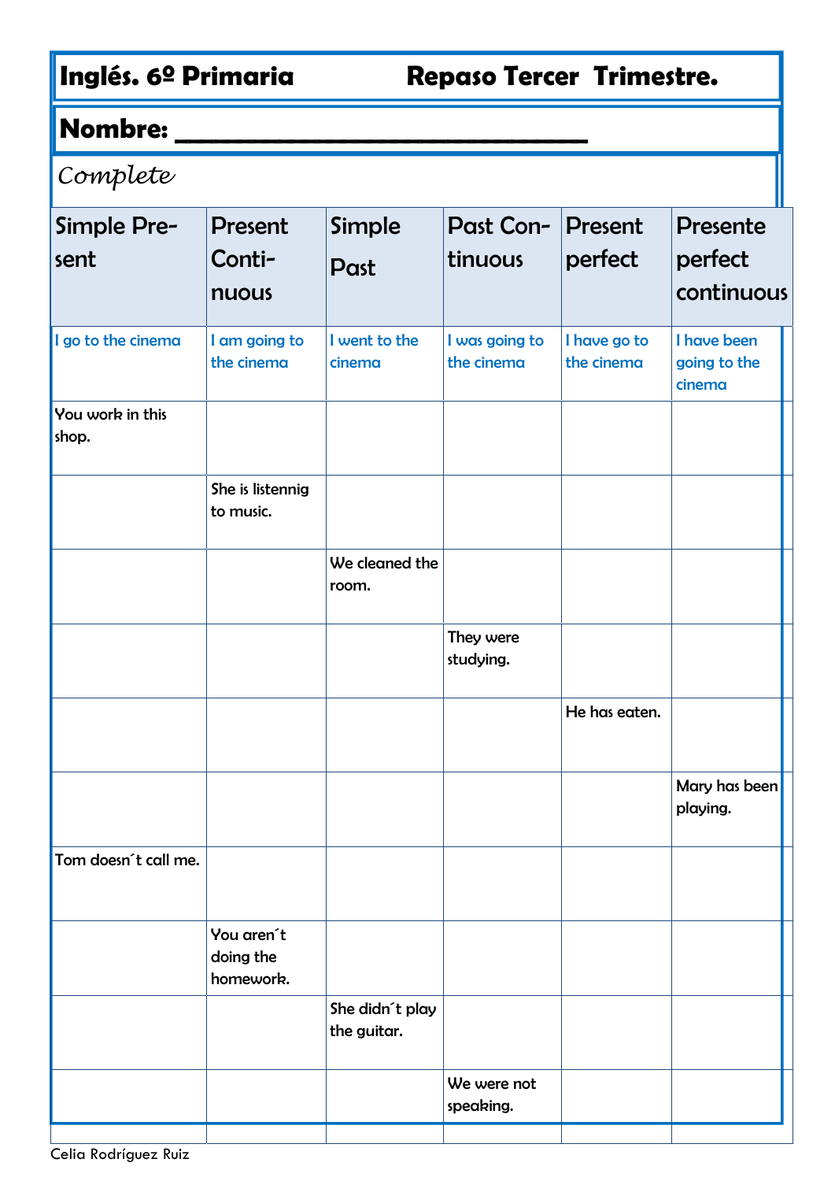**Inglés. 6º Primaria** **Repaso Tercer Trimestre.**

**Nombre: ____________________________**

*Complete*

| Simple Present | Present Continuous | Simple Past | Past Continuous | Present perfect | Presente perfect continuous |
|---|---|---|---|---|---|
| I go to the cinema | I am going to the cinema | I went to the cinema | I was going to the cinema | I have go to the cinema | I have been going to the cinema |
| You work in this shop. | | | | | |
| | She is listennig to music. | | | | |
| | | We cleaned the room. | | | |
| | | | They were studying. | | |
| | | | | He has eaten. | |
| | | | | | Mary has been playing. |
| Tom doesn´t call me. | | | | | |
| | You aren´t doing the homework. | | | | |
| | | She didn´t play the guitar. | | | |
| | | | We were not speaking. | | |
| | | | | | |

Celia Rodríguez Ruiz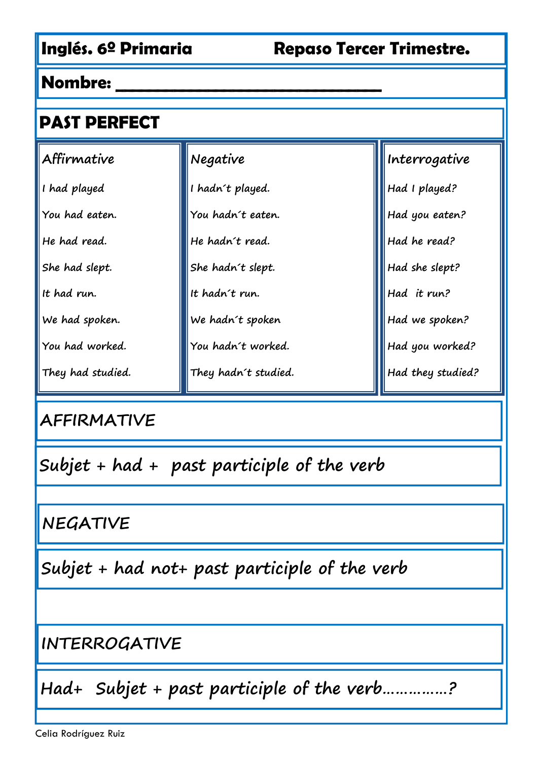**Inglés. 6º Primaria** **Repaso Tercer Trimestre.**

**Nombre: ______________________________**

## PAST PERFECT

| Affirmative | Negative | Interrogative |
|---|---|---|
| I had played | I hadn´t played. | Had I played? |
| You had eaten. | You hadn´t eaten. | Had you eaten? |
| He had read. | He hadn´t read. | Had he read? |
| She had slept. | She hadn´t slept. | Had she slept? |
| It had run. | It hadn´t run. | Had it run? |
| We had spoken. | We hadn´t spoken | Had we spoken? |
| You had worked. | You hadn´t worked. | Had you worked? |
| They had studied. | They hadn´t studied. | Had they studied? |

### AFFIRMATIVE

Subjet + had + past participle of the verb

### NEGATIVE

Subjet + had not+ past participle of the verb

### INTERROGATIVE

Had+ Subjet + past participle of the verb……………?

Celia Rodríguez Ruiz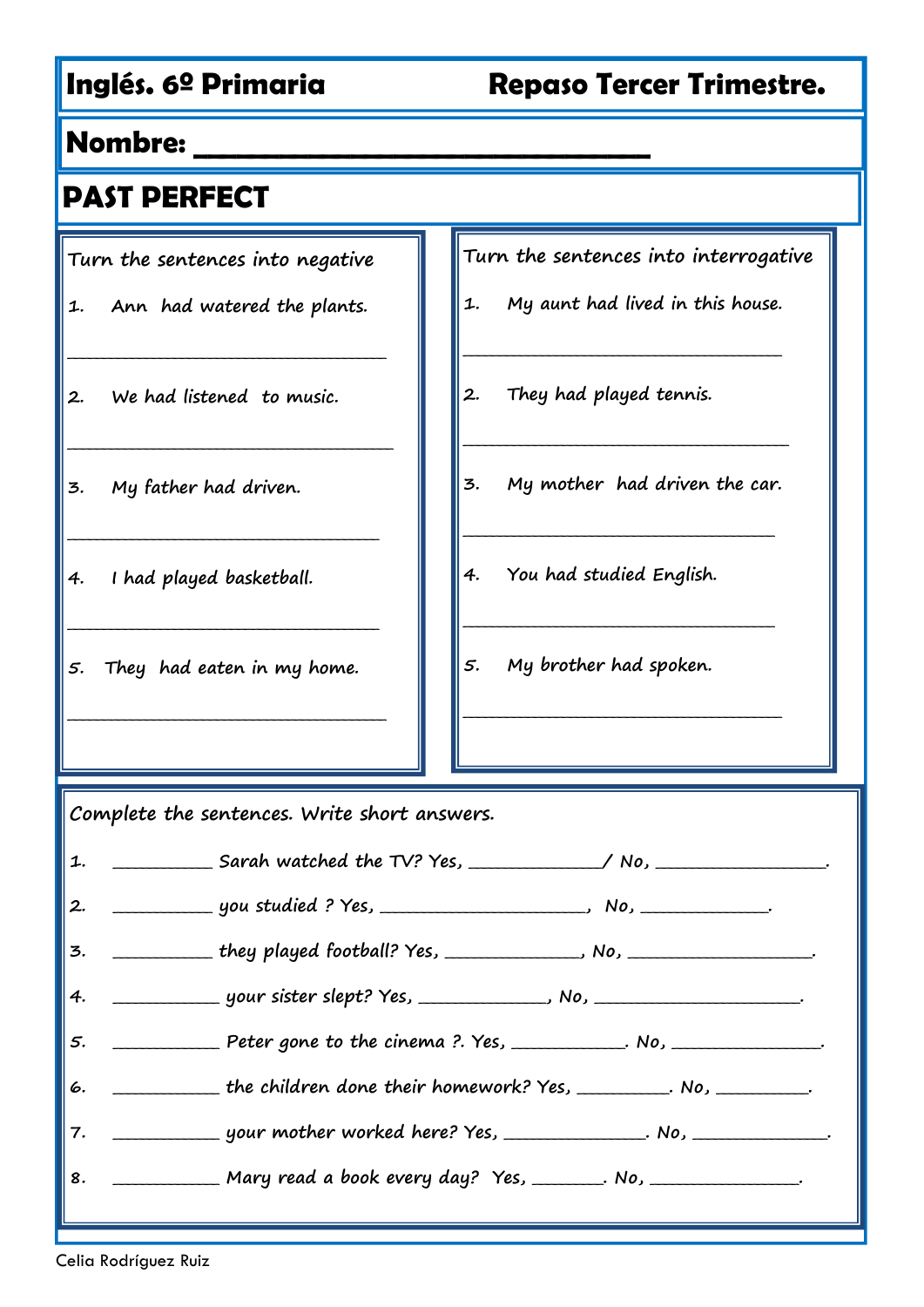**Inglés. 6º Primaria** **Repaso Tercer Trimestre.**

**Nombre: ______________________________**

## PAST PERFECT

Turn the sentences into negative

1. Ann had watered the plants.

___________________________________

2. We had listened to music.

___________________________________

3. My father had driven.

___________________________________

4. I had played basketball.

___________________________________

5. They had eaten in my home.

___________________________________

Turn the sentences into interrogative

1. My aunt had lived in this house.

___________________________________

2. They had played tennis.

___________________________________

3. My mother had driven the car.

___________________________________

4. You had studied English.

___________________________________

5. My brother had spoken.

___________________________________

Complete the sentences. Write short answers.

1. __________ Sarah watched the TV? Yes, _____________/ No, _________________.
2. __________ you studied ? Yes, ____________________, No, ____________.
3. __________ they played football? Yes, _____________, No, __________________.
4. __________ your sister slept? Yes, _____________, No, ____________________.
5. __________ Peter gone to the cinema ?. Yes, ___________. No, _______________.
6. __________ the children done their homework? Yes, _________. No, _________.
7. __________ your mother worked here? Yes, ______________. No, _____________.
8. __________ Mary read a book every day? Yes, _______. No, _______________.

Celia Rodríguez Ruiz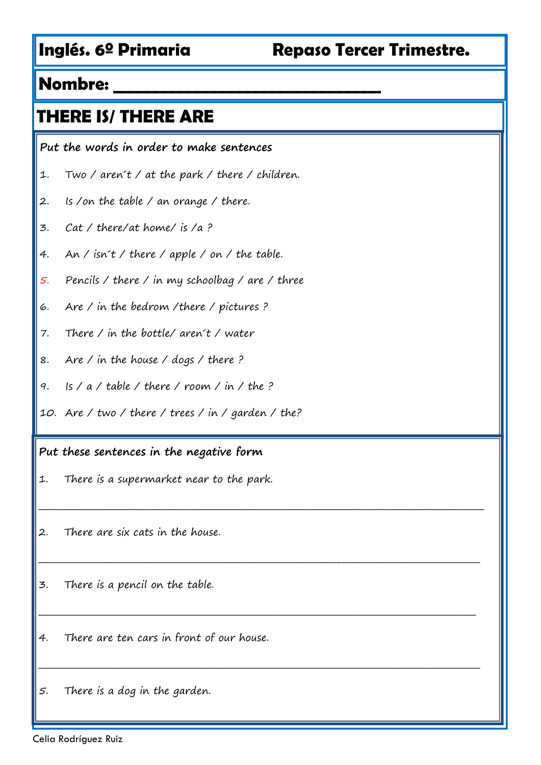# Inglés. 6º Primaria — Repaso Tercer Trimestre.

**Nombre: ______________________________**

## THERE IS/ THERE ARE

*Put the words in order to make sentences*

1. Two / aren´t / at the park / there / children.
2. Is /on the table / an orange / there.
3. Cat / there/at home/ is /a ?
4. An / isn´t / there / apple / on / the table.
5. Pencils / there / in my schoolbag / are / three
6. Are / in the bedrom /there / pictures ?
7. There / in the bottle/ aren´t / water
8. Are / in the house / dogs / there ?
9. Is / a / table / there / room / in / the ?
10. Are / two / there / trees / in / garden / the?

*Put these sentences in the negative form*

1. There is a supermarket near to the park.

______________________________________________________________________________

2. There are six cats in the house.

______________________________________________________________________________

3. There is a pencil on the table.

______________________________________________________________________________

4. There are ten cars in front of our house.

______________________________________________________________________________

5. There is a dog in the garden.

Celia Rodríguez Ruiz